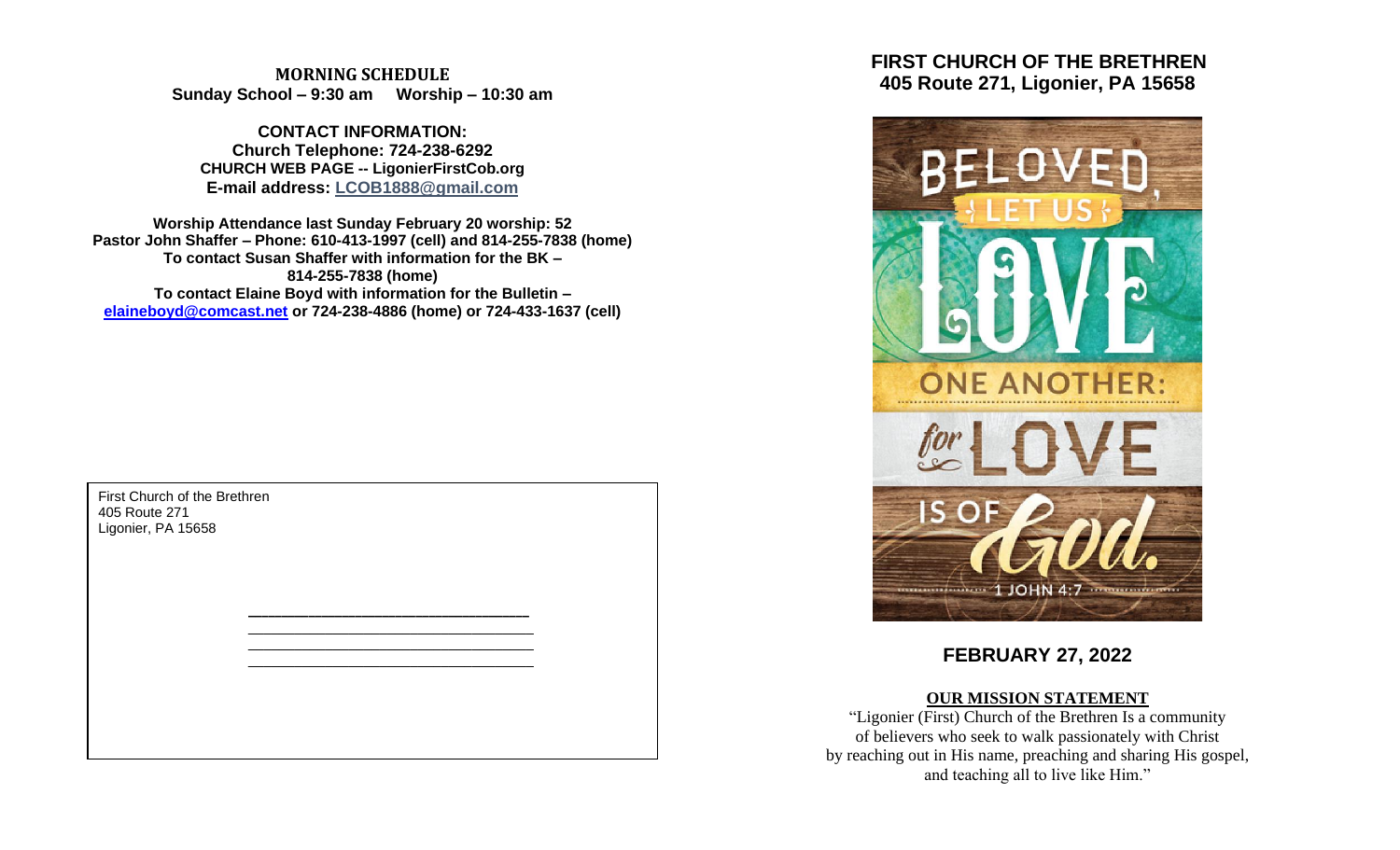**MORNING SCHEDULE**
**Sunday School – 9:30 am     Worship – 10:30 am**

**CONTACT INFORMATION:**
**Church Telephone: 724-238-6292**
**CHURCH WEB PAGE -- LigonierFirstCob.org**
**E-mail address: LCOB1888@gmail.com**

**Worship Attendance last Sunday February 20 worship: 52**
**Pastor John Shaffer – Phone: 610-413-1997 (cell) and 814-255-7838 (home)**
**To contact Susan Shaffer with information for the BK – 814-255-7838 (home)**
**To contact Elaine Boyd with information for the Bulletin – elaineboyd@comcast.net or 724-238-4886 (home) or 724-433-1637 (cell)**

First Church of the Brethren
405 Route 271
Ligonier, PA 15658

\_\_\_\_\_\_\_\_\_\_\_\_\_\_\_\_\_\_\_\_\_\_\_\_\_\_\_\_\_\_\_\_
\_\_\_\_\_\_\_\_\_\_\_\_\_\_\_\_\_\_\_\_\_\_\_\_\_\_\_\_\_\_\_\_
\_\_\_\_\_\_\_\_\_\_\_\_\_\_\_\_\_\_\_\_\_\_\_\_\_\_\_\_\_\_\_\_
\_\_\_\_\_\_\_\_\_\_\_\_\_\_\_\_\_\_\_\_\_\_\_\_\_\_\_\_\_\_\_\_

# FIRST CHURCH OF THE BRETHREN
## 405 Route 271, Ligonier, PA 15658

BELOVED, LET US LOVE ONE ANOTHER: for LOVE IS OF God. 1 JOHN 4:7

## FEBRUARY 27, 2022

**OUR MISSION STATEMENT**

"Ligonier (First) Church of the Brethren Is a community of believers who seek to walk passionately with Christ by reaching out in His name, preaching and sharing His gospel, and teaching all to live like Him."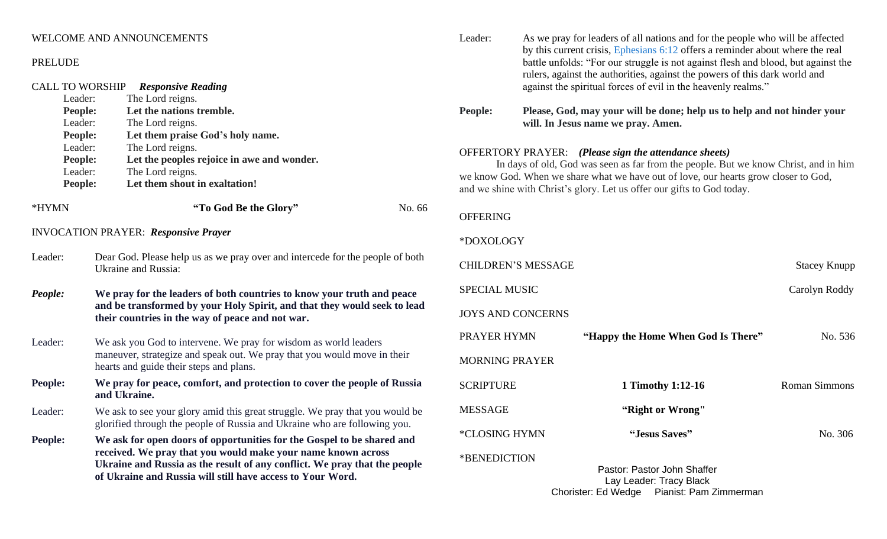WELCOME AND ANNOUNCEMENTS

PRELUDE

CALL TO WORSHIP ***Responsive Reading***

Leader: The Lord reigns.
**People: Let the nations tremble.**
Leader: The Lord reigns.
**People: Let them praise God's holy name.**
Leader: The Lord reigns.
**People: Let the peoples rejoice in awe and wonder.**
Leader: The Lord reigns.
**People: Let them shout in exaltation!**

*HYMN **"To God Be the Glory"** No. 66

INVOCATION PRAYER: ***Responsive Prayer***

Leader: Dear God. Please help us as we pray over and intercede for the people of both Ukraine and Russia:

***People:*** **We pray for the leaders of both countries to know your truth and peace and be transformed by your Holy Spirit, and that they would seek to lead their countries in the way of peace and not war.**

Leader: We ask you God to intervene. We pray for wisdom as world leaders maneuver, strategize and speak out. We pray that you would move in their hearts and guide their steps and plans.

**People: We pray for peace, comfort, and protection to cover the people of Russia and Ukraine.**

Leader: We ask to see your glory amid this great struggle. We pray that you would be glorified through the people of Russia and Ukraine who are following you.

**People: We ask for open doors of opportunities for the Gospel to be shared and received. We pray that you would make your name known across Ukraine and Russia as the result of any conflict. We pray that the people of Ukraine and Russia will still have access to Your Word.**

Leader: As we pray for leaders of all nations and for the people who will be affected by this current crisis, Ephesians 6:12 offers a reminder about where the real battle unfolds: "For our struggle is not against flesh and blood, but against the rulers, against the authorities, against the powers of this dark world and against the spiritual forces of evil in the heavenly realms."

**People: Please, God, may your will be done; help us to help and not hinder your will. In Jesus name we pray. Amen.**

OFFERTORY PRAYER: ***(Please sign the attendance sheets)***

In days of old, God was seen as far from the people. But we know Christ, and in him we know God. When we share what we have out of love, our hearts grow closer to God, and we shine with Christ's glory. Let us offer our gifts to God today.

OFFERING

*DOXOLOGY

CHILDREN'S MESSAGE Stacey Knupp

SPECIAL MUSIC Carolyn Roddy

JOYS AND CONCERNS

PRAYER HYMN **"Happy the Home When God Is There"** No. 536

MORNING PRAYER

SCRIPTURE **1 Timothy 1:12-16** Roman Simmons

MESSAGE **"Right or Wrong"**

*CLOSING HYMN **"Jesus Saves"** No. 306

*BENEDICTION

Pastor: Pastor John Shaffer
Lay Leader: Tracy Black
Chorister: Ed Wedge Pianist: Pam Zimmerman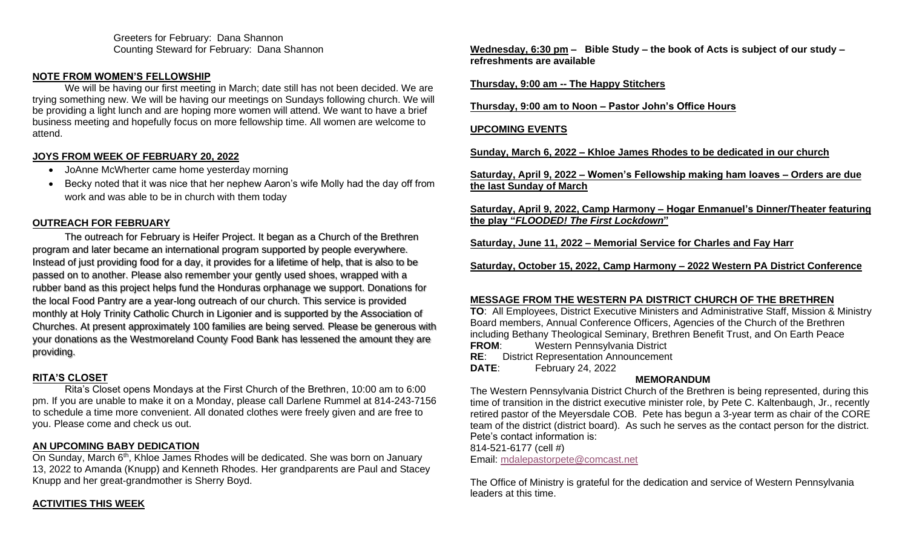Greeters for February: Dana Shannon
Counting Steward for February: Dana Shannon

## NOTE FROM WOMEN'S FELLOWSHIP

We will be having our first meeting in March; date still has not been decided. We are trying something new. We will be having our meetings on Sundays following church. We will be providing a light lunch and are hoping more women will attend. We want to have a brief business meeting and hopefully focus on more fellowship time. All women are welcome to attend.

## JOYS FROM WEEK OF FEBRUARY 20, 2022

- JoAnne McWherter came home yesterday morning
- Becky noted that it was nice that her nephew Aaron's wife Molly had the day off from work and was able to be in church with them today

## OUTREACH FOR FEBRUARY

The outreach for February is Heifer Project. It began as a Church of the Brethren program and later became an international program supported by people everywhere. Instead of just providing food for a day, it provides for a lifetime of help, that is also to be passed on to another. Please also remember your gently used shoes, wrapped with a rubber band as this project helps fund the Honduras orphanage we support. Donations for the local Food Pantry are a year-long outreach of our church. This service is provided monthly at Holy Trinity Catholic Church in Ligonier and is supported by the Association of Churches. At present approximately 100 families are being served. Please be generous with your donations as the Westmoreland County Food Bank has lessened the amount they are providing.

## RITA'S CLOSET

Rita's Closet opens Mondays at the First Church of the Brethren, 10:00 am to 6:00 pm. If you are unable to make it on a Monday, please call Darlene Rummel at 814-243-7156 to schedule a time more convenient. All donated clothes were freely given and are free to you. Please come and check us out.

## AN UPCOMING BABY DEDICATION

On Sunday, March 6th, Khloe James Rhodes will be dedicated. She was born on January 13, 2022 to Amanda (Knupp) and Kenneth Rhodes. Her grandparents are Paul and Stacey Knupp and her great-grandmother is Sherry Boyd.

## ACTIVITIES THIS WEEK

**Wednesday, 6:30 pm – Bible Study – the book of Acts is subject of our study – refreshments are available**

**Thursday, 9:00 am -- The Happy Stitchers**

**Thursday, 9:00 am to Noon – Pastor John's Office Hours**

## UPCOMING EVENTS

**Sunday, March 6, 2022 – Khloe James Rhodes to be dedicated in our church**

**Saturday, April 9, 2022 – Women's Fellowship making ham loaves – Orders are due the last Sunday of March**

**Saturday, April 9, 2022, Camp Harmony – Hogar Enmanuel's Dinner/Theater featuring the play "*FLOODED! The First Lockdown*"**

**Saturday, June 11, 2022 – Memorial Service for Charles and Fay Harr**

**Saturday, October 15, 2022, Camp Harmony – 2022 Western PA District Conference**

## MESSAGE FROM THE WESTERN PA DISTRICT CHURCH OF THE BRETHREN

**TO**: All Employees, District Executive Ministers and Administrative Staff, Mission & Ministry Board members, Annual Conference Officers, Agencies of the Church of the Brethren including Bethany Theological Seminary, Brethren Benefit Trust, and On Earth Peace
**FROM**: Western Pennsylvania District
**RE**: District Representation Announcement
**DATE**: February 24, 2022

**MEMORANDUM**

The Western Pennsylvania District Church of the Brethren is being represented, during this time of transition in the district executive minister role, by Pete C. Kaltenbaugh, Jr., recently retired pastor of the Meyersdale COB. Pete has begun a 3-year term as chair of the CORE team of the district (district board). As such he serves as the contact person for the district. Pete's contact information is:
814-521-6177 (cell #)
Email: mdalepastorpete@comcast.net

The Office of Ministry is grateful for the dedication and service of Western Pennsylvania leaders at this time.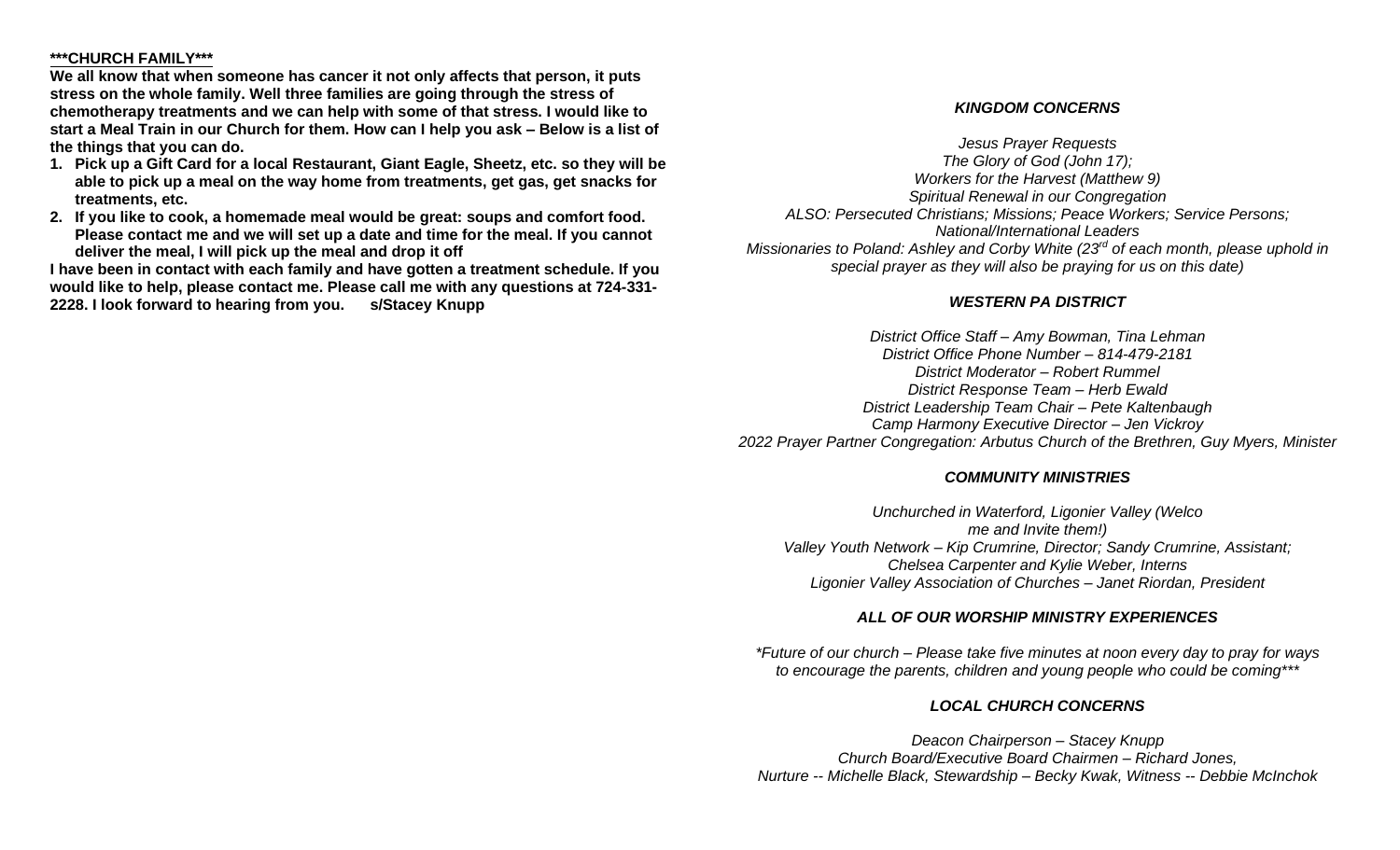**\*\*\*<u>CHURCH FAMILY</u>\*\*\***

**We all know that when someone has cancer it not only affects that person, it puts stress on the whole family. Well three families are going through the stress of chemotherapy treatments and we can help with some of that stress. I would like to start a Meal Train in our Church for them. How can I help you ask – Below is a list of the things that you can do.**

1. **Pick up a Gift Card for a local Restaurant, Giant Eagle, Sheetz, etc. so they will be able to pick up a meal on the way home from treatments, get gas, get snacks for treatments, etc.**
2. **If you like to cook, a homemade meal would be great: soups and comfort food. Please contact me and we will set up a date and time for the meal. If you cannot deliver the meal, I will pick up the meal and drop it off**

**I have been in contact with each family and have gotten a treatment schedule. If you would like to help, please contact me. Please call me with any questions at 724-331-2228. I look forward to hearing from you. s/Stacey Knupp**

### *KINGDOM CONCERNS*

*Jesus Prayer Requests*
*The Glory of God (John 17);*
*Workers for the Harvest (Matthew 9)*
*Spiritual Renewal in our Congregation*
*ALSO: Persecuted Christians; Missions; Peace Workers; Service Persons; National/International Leaders*
*Missionaries to Poland: Ashley and Corby White (23rd of each month, please uphold in special prayer as they will also be praying for us on this date)*

### *WESTERN PA DISTRICT*

*District Office Staff – Amy Bowman, Tina Lehman*
*District Office Phone Number – 814-479-2181*
*District Moderator – Robert Rummel*
*District Response Team – Herb Ewald*
*District Leadership Team Chair – Pete Kaltenbaugh*
*Camp Harmony Executive Director – Jen Vickroy*
*2022 Prayer Partner Congregation: Arbutus Church of the Brethren, Guy Myers, Minister*

### *COMMUNITY MINISTRIES*

*Unchurched in Waterford, Ligonier Valley (Welcome and Invite them!)*
*Valley Youth Network – Kip Crumrine, Director; Sandy Crumrine, Assistant; Chelsea Carpenter and Kylie Weber, Interns*
*Ligonier Valley Association of Churches – Janet Riordan, President*

### *ALL OF OUR WORSHIP MINISTRY EXPERIENCES*

*\*Future of our church – Please take five minutes at noon every day to pray for ways to encourage the parents, children and young people who could be coming\*\*\**

### *LOCAL CHURCH CONCERNS*

*Deacon Chairperson – Stacey Knupp*
*Church Board/Executive Board Chairmen – Richard Jones,*
*Nurture -- Michelle Black, Stewardship – Becky Kwak, Witness -- Debbie McInchok*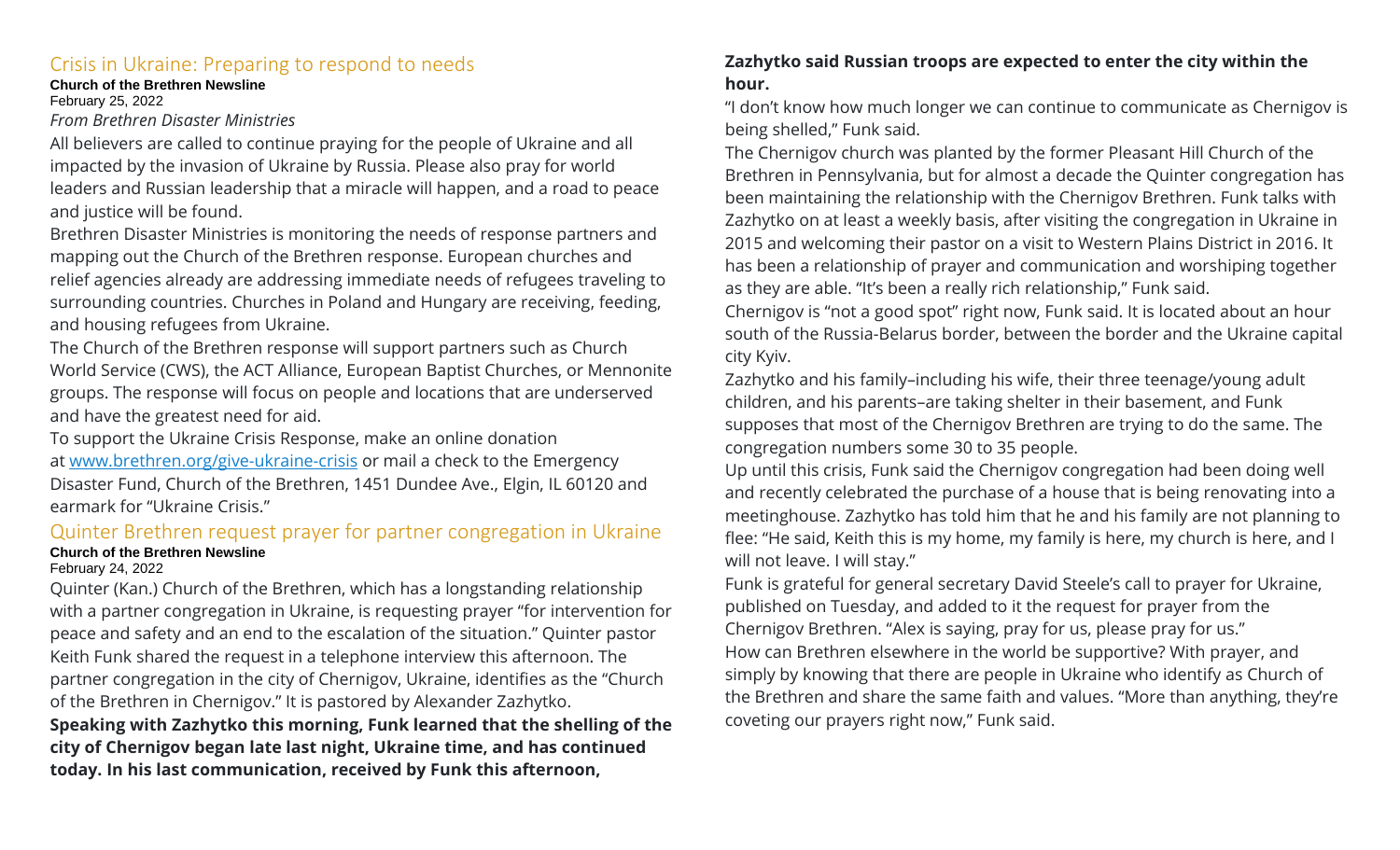## Crisis in Ukraine: Preparing to respond to needs

**Church of the Brethren Newsline**
February 25, 2022

*From Brethren Disaster Ministries*

All believers are called to continue praying for the people of Ukraine and all impacted by the invasion of Ukraine by Russia. Please also pray for world leaders and Russian leadership that a miracle will happen, and a road to peace and justice will be found.

Brethren Disaster Ministries is monitoring the needs of response partners and mapping out the Church of the Brethren response. European churches and relief agencies already are addressing immediate needs of refugees traveling to surrounding countries. Churches in Poland and Hungary are receiving, feeding, and housing refugees from Ukraine.

The Church of the Brethren response will support partners such as Church World Service (CWS), the ACT Alliance, European Baptist Churches, or Mennonite groups. The response will focus on people and locations that are underserved and have the greatest need for aid.

To support the Ukraine Crisis Response, make an online donation at [www.brethren.org/give-ukraine-crisis](www.brethren.org/give-ukraine-crisis) or mail a check to the Emergency Disaster Fund, Church of the Brethren, 1451 Dundee Ave., Elgin, IL 60120 and earmark for "Ukraine Crisis."

## Quinter Brethren request prayer for partner congregation in Ukraine

**Church of the Brethren Newsline**
February 24, 2022

Quinter (Kan.) Church of the Brethren, which has a longstanding relationship with a partner congregation in Ukraine, is requesting prayer "for intervention for peace and safety and an end to the escalation of the situation." Quinter pastor Keith Funk shared the request in a telephone interview this afternoon. The partner congregation in the city of Chernigov, Ukraine, identifies as the "Church of the Brethren in Chernigov." It is pastored by Alexander Zazhytko.

**Speaking with Zazhytko this morning, Funk learned that the shelling of the city of Chernigov began late last night, Ukraine time, and has continued today. In his last communication, received by Funk this afternoon, Zazhytko said Russian troops are expected to enter the city within the hour.**

"I don't know how much longer we can continue to communicate as Chernigov is being shelled," Funk said.

The Chernigov church was planted by the former Pleasant Hill Church of the Brethren in Pennsylvania, but for almost a decade the Quinter congregation has been maintaining the relationship with the Chernigov Brethren. Funk talks with Zazhytko on at least a weekly basis, after visiting the congregation in Ukraine in 2015 and welcoming their pastor on a visit to Western Plains District in 2016. It has been a relationship of prayer and communication and worshiping together as they are able. "It's been a really rich relationship," Funk said.

Chernigov is "not a good spot" right now, Funk said. It is located about an hour south of the Russia-Belarus border, between the border and the Ukraine capital city Kyiv.

Zazhytko and his family–including his wife, their three teenage/young adult children, and his parents–are taking shelter in their basement, and Funk supposes that most of the Chernigov Brethren are trying to do the same. The congregation numbers some 30 to 35 people.

Up until this crisis, Funk said the Chernigov congregation had been doing well and recently celebrated the purchase of a house that is being renovating into a meetinghouse. Zazhytko has told him that he and his family are not planning to flee: "He said, Keith this is my home, my family is here, my church is here, and I will not leave. I will stay."

Funk is grateful for general secretary David Steele's call to prayer for Ukraine, published on Tuesday, and added to it the request for prayer from the Chernigov Brethren. "Alex is saying, pray for us, please pray for us."

How can Brethren elsewhere in the world be supportive? With prayer, and simply by knowing that there are people in Ukraine who identify as Church of the Brethren and share the same faith and values. "More than anything, they're coveting our prayers right now," Funk said.